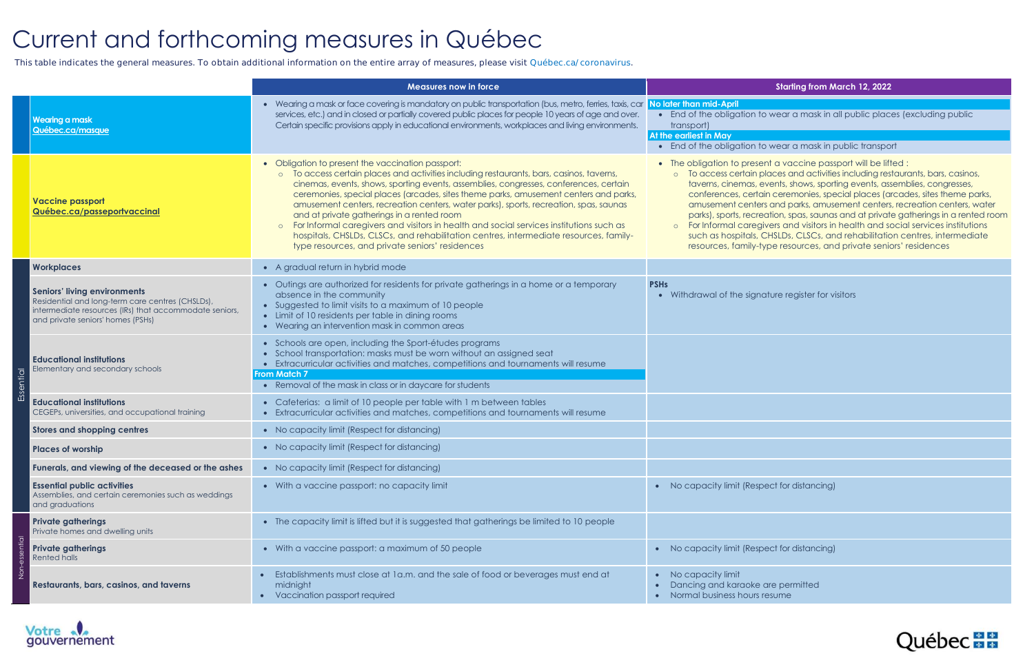# Current and forthcoming measures in Québec

This table indicates the general measures. To obtain additional information on the entire array of measures, please visit Québec.ca/coronavirus.

| | | Measures now in force | Starting from March 12, 2022 |
|---|---|---|---|
| | **Wearing a mask** Québec.ca/masque | • Wearing a mask or face covering is mandatory on public transportation (bus, metro, ferries, taxis, car services, etc.) and in closed or partially covered public places for people 10 years of age and over. Certain specific provisions apply in educational environments, workplaces and living environments. | **No later than mid-April** • End of the obligation to wear a mask in all public places (excluding public transport) **At the earliest in May** • End of the obligation to wear a mask in public transport |
| | **Vaccine passport** Québec.ca/passeportvaccinal | • Obligation to present the vaccination passport: ○ To access certain places and activities including restaurants, bars, casinos, taverns, cinemas, events, shows, sporting events, assemblies, congresses, conferences, certain ceremonies, special places (arcades, sites theme parks, amusement centers and parks, amusement centers, recreation centers, water parks), sports, recreation, spas, saunas and at private gatherings in a rented room ○ For Informal caregivers and visitors in health and social services institutions such as hospitals, CHSLDs, CLSCs, and rehabilitation centres, intermediate resources, family-type resources, and private seniors' residences | • The obligation to present a vaccine passport will be lifted : ○ To access certain places and activities including restaurants, bars, casinos, taverns, cinemas, events, shows, sporting events, assemblies, congresses, conferences, certain ceremonies, special places (arcades, sites theme parks, amusement centers and parks, amusement centers, recreation centers, water parks), sports, recreation, spas, saunas and at private gatherings in a rented room ○ For Informal caregivers and visitors in health and social services institutions such as hospitals, CHSLDs, CLSCs, and rehabilitation centres, intermediate resources, family-type resources, and private seniors' residences |
| Essential | **Workplaces** | • A gradual return in hybrid mode | |
| Essential | **Seniors' living environments** Residential and long-term care centres (CHSLDs), intermediate resources (IRs) that accommodate seniors, and private seniors' homes (PSHs) | • Outings are authorized for residents for private gatherings in a home or a temporary absence in the community • Suggested to limit visits to a maximum of 10 people • Limit of 10 residents per table in dining rooms • Wearing an intervention mask in common areas | **PSHs** • Withdrawal of the signature register for visitors |
| Essential | **Educational institutions** Elementary and secondary schools | • Schools are open, including the Sport-études programs • School transportation: masks must be worn without an assigned seat • Extracurricular activities and matches, competitions and tournaments will resume **From Match 7** • Removal of the mask in class or in daycare for students | |
| Essential | **Educational institutions** CEGEPs, universities, and occupational training | • Cafeterias: a limit of 10 people per table with 1 m between tables • Extracurricular activities and matches, competitions and tournaments will resume | |
| Essential | **Stores and shopping centres** | • No capacity limit (Respect for distancing) | |
| Essential | **Places of worship** | • No capacity limit (Respect for distancing) | |
| Essential | **Funerals, and viewing of the deceased or the ashes** | • No capacity limit (Respect for distancing) | |
| Essential | **Essential public activities** Assemblies, and certain ceremonies such as weddings and graduations | • With a vaccine passport: no capacity limit | • No capacity limit (Respect for distancing) |
| Non-essential | **Private gatherings** Private homes and dwelling units | • The capacity limit is lifted but it is suggested that gatherings be limited to 10 people | |
| Non-essential | **Private gatherings** Rented halls | • With a vaccine passport: a maximum of 50 people | • No capacity limit (Respect for distancing) |
| Non-essential | **Restaurants, bars, casinos, and taverns** | • Establishments must close at 1a.m. and the sale of food or beverages must end at midnight • Vaccination passport required | • No capacity limit • Dancing and karaoke are permitted • Normal business hours resume |

Votre gouvernement

Québec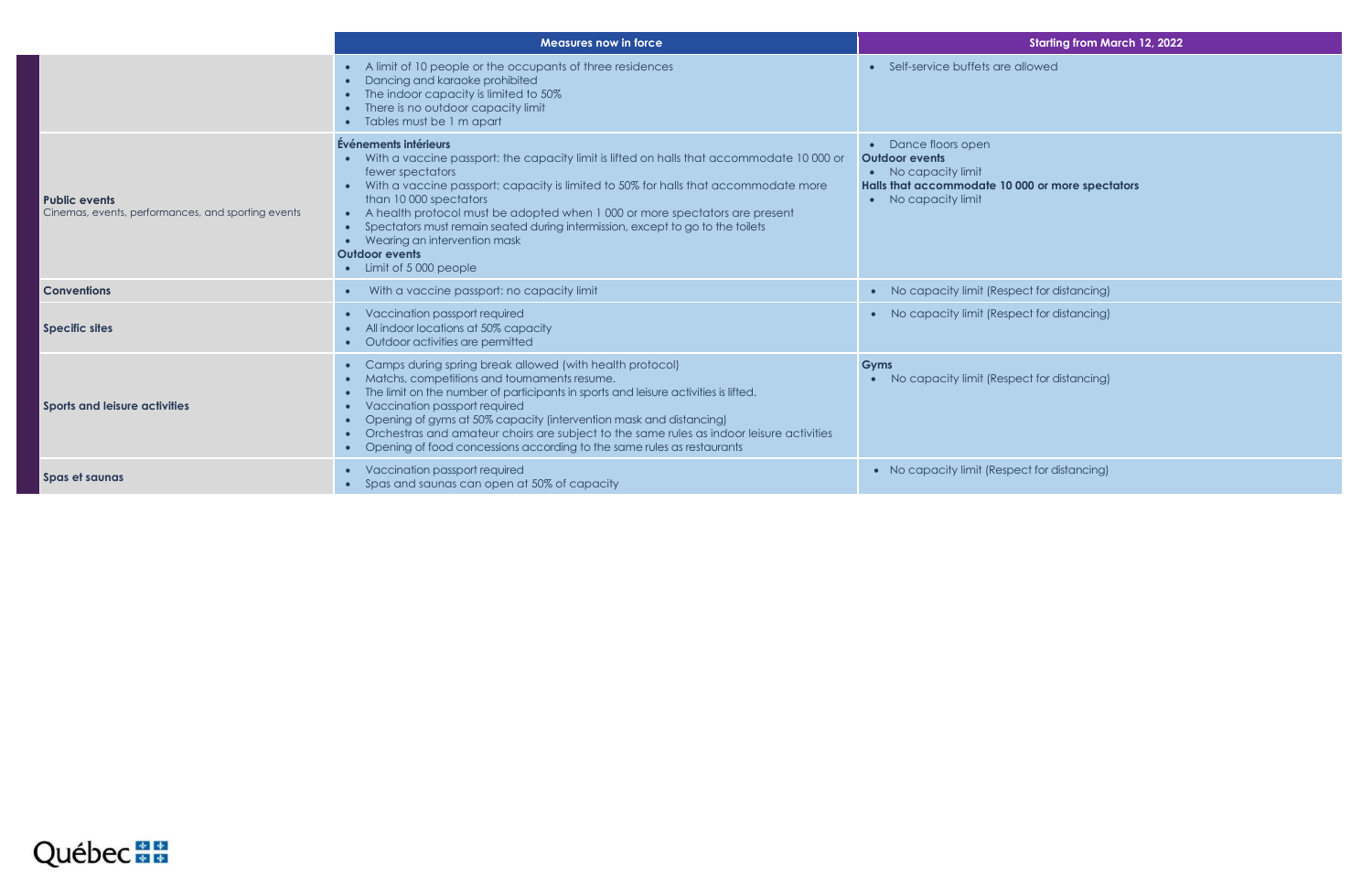| | Measures now in force | Starting from March 12, 2022 |
|---|---|---|
| | • A limit of 10 people or the occupants of three residences<br>• Dancing and karaoke prohibited<br>• The indoor capacity is limited to 50%<br>• There is no outdoor capacity limit<br>• Tables must be 1 m apart | • Self-service buffets are allowed |
| **Public events**<br>Cinemas, events, performances, and sporting events | **Événements intérieurs**<br>• With a vaccine passport: the capacity limit is lifted on halls that accommodate 10 000 or fewer spectators<br>• With a vaccine passport: capacity is limited to 50% for halls that accommodate more than 10 000 spectators<br>• A health protocol must be adopted when 1 000 or more spectators are present<br>• Spectators must remain seated during intermission, except to go to the toilets<br>• Wearing an intervention mask<br>**Outdoor events**<br>• Limit of 5 000 people | • Dance floors open<br>**Outdoor events**<br>• No capacity limit<br>**Halls that accommodate 10 000 or more spectators**<br>• No capacity limit |
| **Conventions** | • With a vaccine passport: no capacity limit | • No capacity limit (Respect for distancing) |
| **Specific sites** | • Vaccination passport required<br>• All indoor locations at 50% capacity<br>• Outdoor activities are permitted | • No capacity limit (Respect for distancing) |
| **Sports and leisure activities** | • Camps during spring break allowed (with health protocol)<br>• Matchs, competitions and tournaments resume.<br>• The limit on the number of participants in sports and leisure activities is lifted.<br>• Vaccination passport required<br>• Opening of gyms at 50% capacity (intervention mask and distancing)<br>• Orchestras and amateur choirs are subject to the same rules as indoor leisure activities<br>• Opening of food concessions according to the same rules as restaurants | **Gyms**<br>• No capacity limit (Respect for distancing) |
| **Spas et saunas** | • Vaccination passport required<br>• Spas and saunas can open at 50% of capacity | • No capacity limit (Respect for distancing) |

Québec